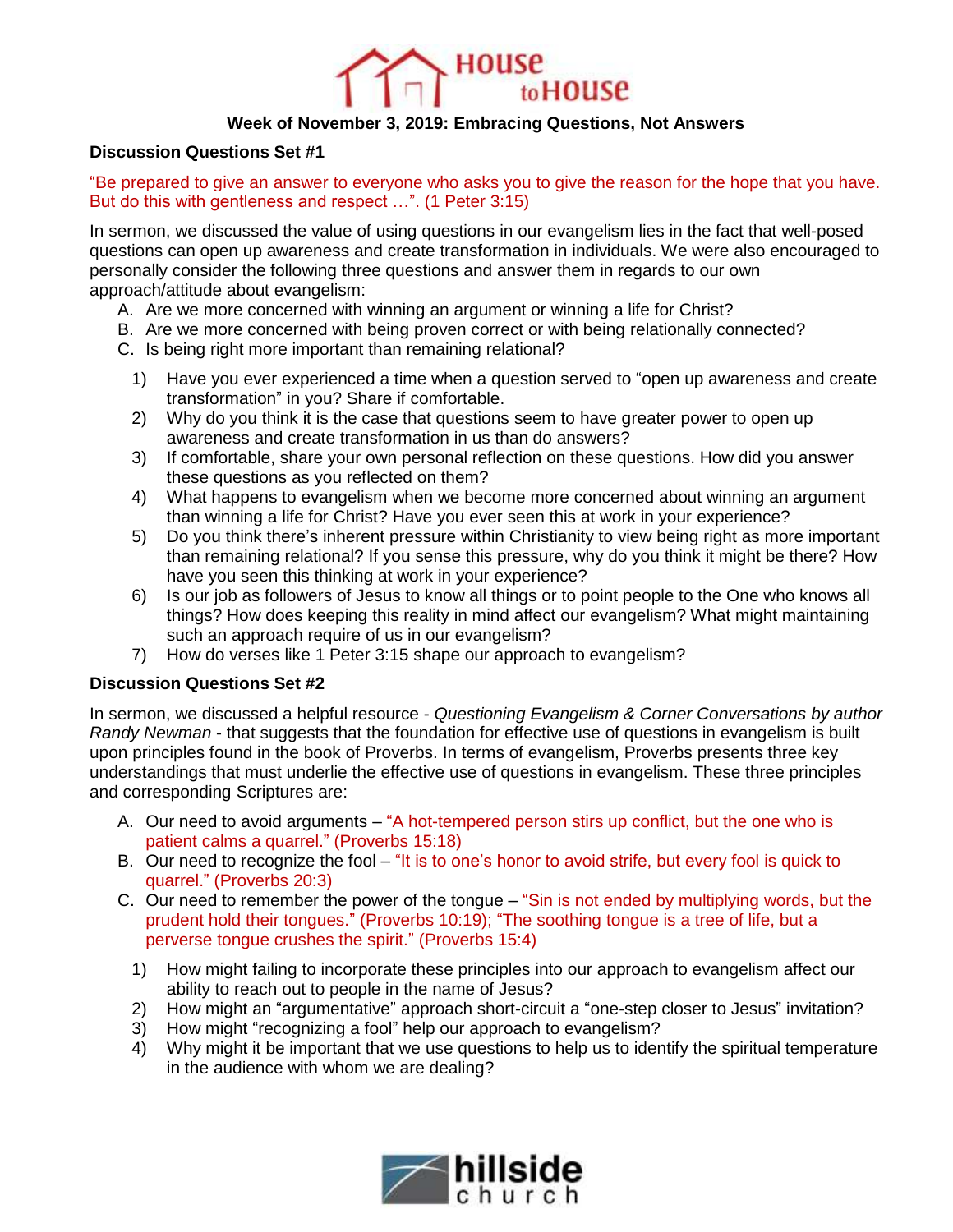# House to House

## Week of November 3, 2019: Embracing Questions, Not Answers

**Discussion Questions Set #1**

"Be prepared to give an answer to everyone who asks you to give the reason for the hope that you have. But do this with gentleness and respect …". (1 Peter 3:15)

In sermon, we discussed the value of using questions in our evangelism lies in the fact that well-posed questions can open up awareness and create transformation in individuals. We were also encouraged to personally consider the following three questions and answer them in regards to our own approach/attitude about evangelism:

A. Are we more concerned with winning an argument or winning a life for Christ?
B. Are we more concerned with being proven correct or with being relationally connected?
C. Is being right more important than remaining relational?

1) Have you ever experienced a time when a question served to "open up awareness and create transformation" in you? Share if comfortable.
2) Why do you think it is the case that questions seem to have greater power to open up awareness and create transformation in us than do answers?
3) If comfortable, share your own personal reflection on these questions. How did you answer these questions as you reflected on them?
4) What happens to evangelism when we become more concerned about winning an argument than winning a life for Christ? Have you ever seen this at work in your experience?
5) Do you think there's inherent pressure within Christianity to view being right as more important than remaining relational? If you sense this pressure, why do you think it might be there? How have you seen this thinking at work in your experience?
6) Is our job as followers of Jesus to know all things or to point people to the One who knows all things? How does keeping this reality in mind affect our evangelism? What might maintaining such an approach require of us in our evangelism?
7) How do verses like 1 Peter 3:15 shape our approach to evangelism?

**Discussion Questions Set #2**

In sermon, we discussed a helpful resource - *Questioning Evangelism & Corner Conversations by author Randy Newman* - that suggests that the foundation for effective use of questions in evangelism is built upon principles found in the book of Proverbs. In terms of evangelism, Proverbs presents three key understandings that must underlie the effective use of questions in evangelism. These three principles and corresponding Scriptures are:

A. Our need to avoid arguments – "A hot-tempered person stirs up conflict, but the one who is patient calms a quarrel." (Proverbs 15:18)
B. Our need to recognize the fool – "It is to one's honor to avoid strife, but every fool is quick to quarrel." (Proverbs 20:3)
C. Our need to remember the power of the tongue – "Sin is not ended by multiplying words, but the prudent hold their tongues." (Proverbs 10:19); "The soothing tongue is a tree of life, but a perverse tongue crushes the spirit." (Proverbs 15:4)

1) How might failing to incorporate these principles into our approach to evangelism affect our ability to reach out to people in the name of Jesus?
2) How might an "argumentative" approach short-circuit a "one-step closer to Jesus" invitation?
3) How might "recognizing a fool" help our approach to evangelism?
4) Why might it be important that we use questions to help us to identify the spiritual temperature in the audience with whom we are dealing?

hillside church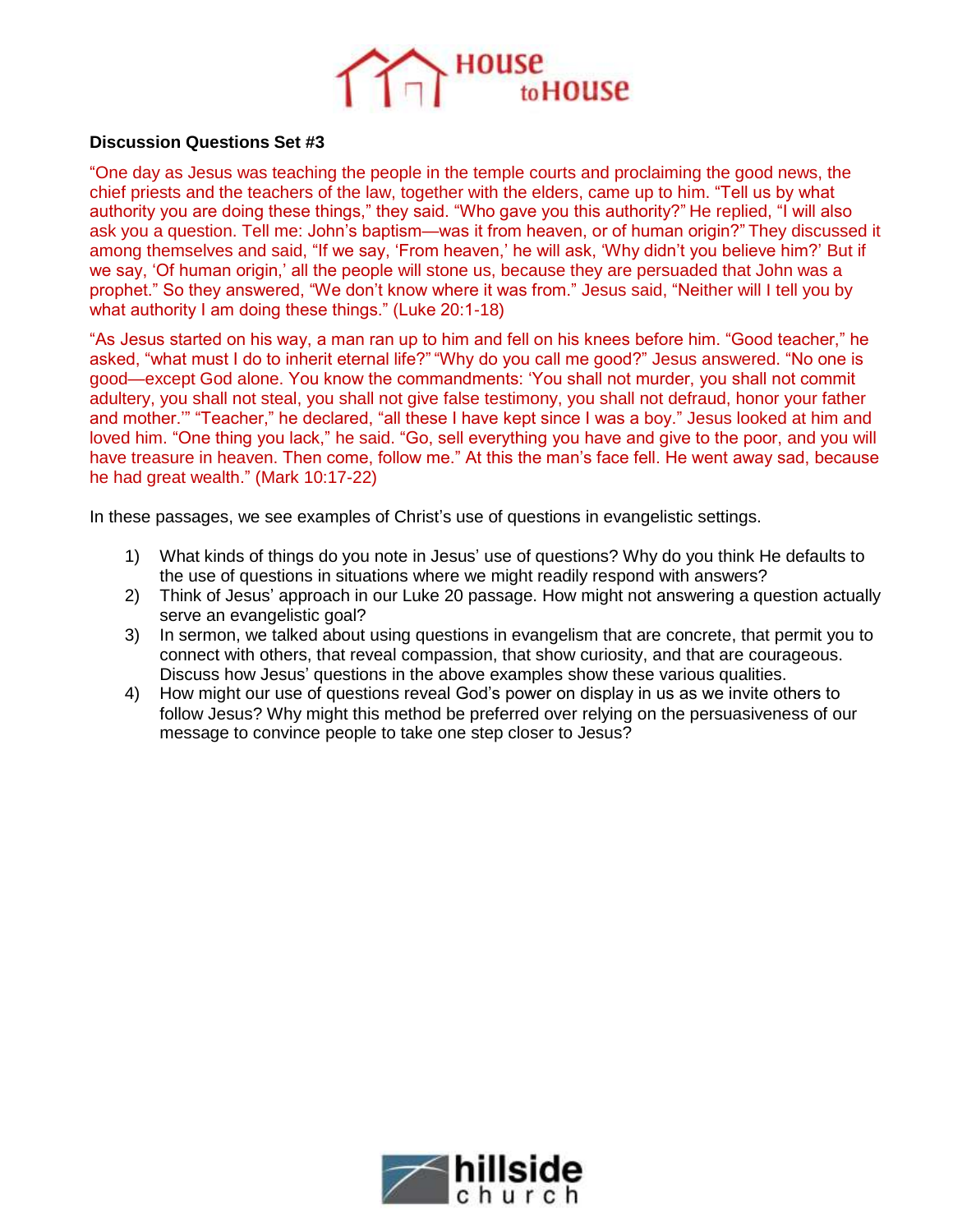**Discussion Questions Set #3**

"One day as Jesus was teaching the people in the temple courts and proclaiming the good news, the chief priests and the teachers of the law, together with the elders, came up to him. "Tell us by what authority you are doing these things," they said. "Who gave you this authority?" He replied, "I will also ask you a question. Tell me: John's baptism—was it from heaven, or of human origin?" They discussed it among themselves and said, "If we say, 'From heaven,' he will ask, 'Why didn't you believe him?' But if we say, 'Of human origin,' all the people will stone us, because they are persuaded that John was a prophet." So they answered, "We don't know where it was from." Jesus said, "Neither will I tell you by what authority I am doing these things." (Luke 20:1-18)

"As Jesus started on his way, a man ran up to him and fell on his knees before him. "Good teacher," he asked, "what must I do to inherit eternal life?" "Why do you call me good?" Jesus answered. "No one is good—except God alone. You know the commandments: 'You shall not murder, you shall not commit adultery, you shall not steal, you shall not give false testimony, you shall not defraud, honor your father and mother.'" "Teacher," he declared, "all these I have kept since I was a boy." Jesus looked at him and loved him. "One thing you lack," he said. "Go, sell everything you have and give to the poor, and you will have treasure in heaven. Then come, follow me." At this the man's face fell. He went away sad, because he had great wealth." (Mark 10:17-22)

In these passages, we see examples of Christ's use of questions in evangelistic settings.

1) What kinds of things do you note in Jesus' use of questions? Why do you think He defaults to the use of questions in situations where we might readily respond with answers?
2) Think of Jesus' approach in our Luke 20 passage. How might not answering a question actually serve an evangelistic goal?
3) In sermon, we talked about using questions in evangelism that are concrete, that permit you to connect with others, that reveal compassion, that show curiosity, and that are courageous. Discuss how Jesus' questions in the above examples show these various qualities.
4) How might our use of questions reveal God's power on display in us as we invite others to follow Jesus? Why might this method be preferred over relying on the persuasiveness of our message to convince people to take one step closer to Jesus?